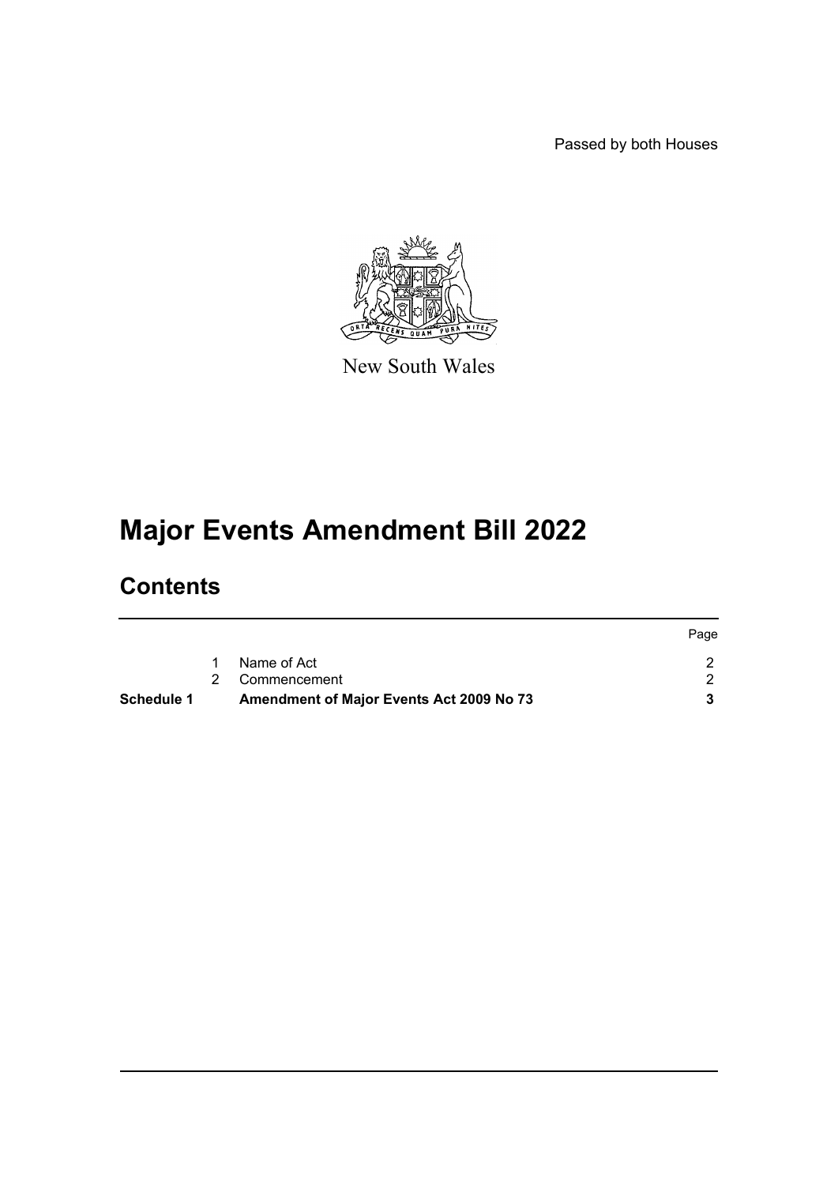Passed by both Houses

New South Wales

# Major Events Amendment Bill 2022

## Contents

| | | | Page |
|---|---|---|---|
| | 1 | Name of Act | 2 |
| | 2 | Commencement | 2 |
| **Schedule 1** | | **Amendment of Major Events Act 2009 No 73** | **3** |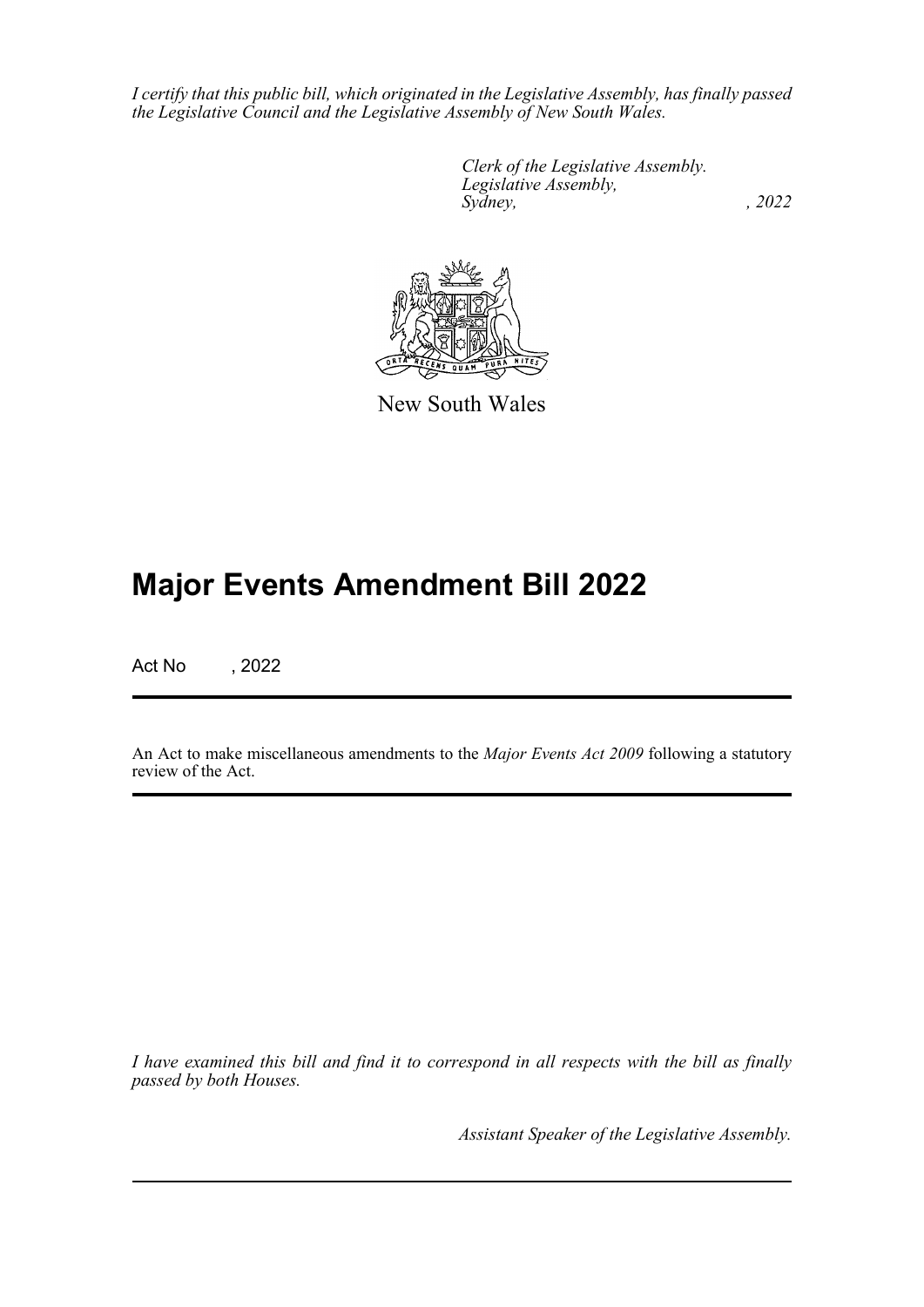*I certify that this public bill, which originated in the Legislative Assembly, has finally passed the Legislative Council and the Legislative Assembly of New South Wales.*

*Clerk of the Legislative Assembly.*
*Legislative Assembly,*
*Sydney, , 2022*

New South Wales

# Major Events Amendment Bill 2022

Act No , 2022

An Act to make miscellaneous amendments to the *Major Events Act 2009* following a statutory review of the Act.

*I have examined this bill and find it to correspond in all respects with the bill as finally passed by both Houses.*

*Assistant Speaker of the Legislative Assembly.*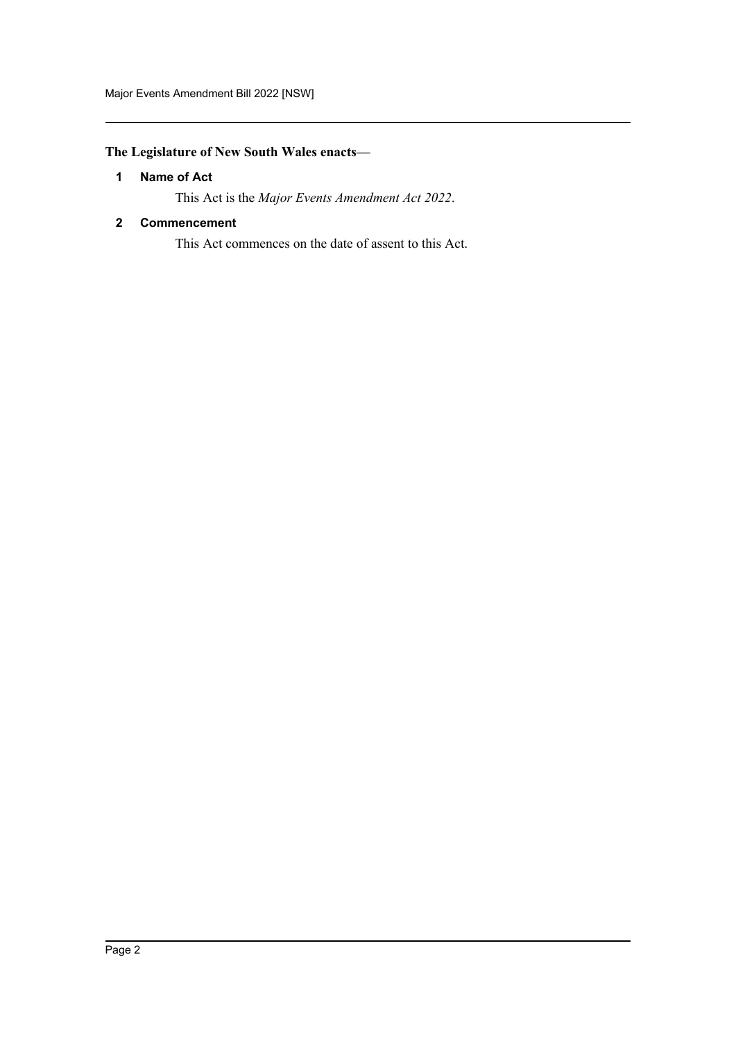**The Legislature of New South Wales enacts—**

### 1 Name of Act

This Act is the *Major Events Amendment Act 2022*.

### 2 Commencement

This Act commences on the date of assent to this Act.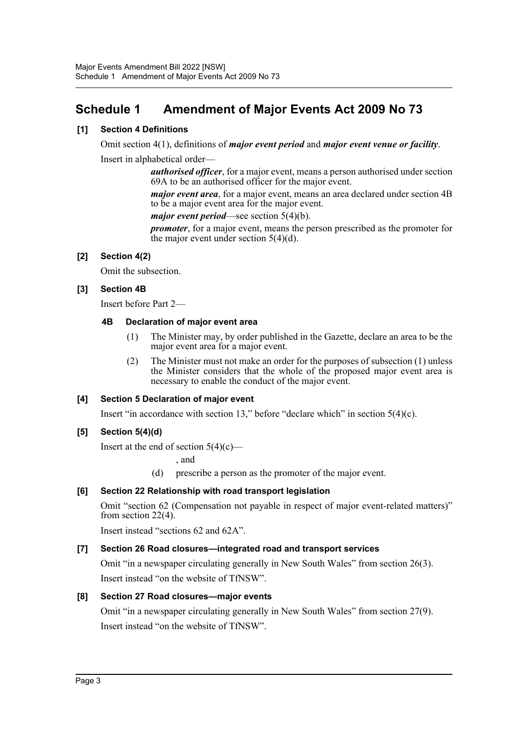# Schedule 1 Amendment of Major Events Act 2009 No 73

**[1] Section 4 Definitions**

Omit section 4(1), definitions of ***major event period*** and ***major event venue or facility***.

Insert in alphabetical order—

> ***authorised officer***, for a major event, means a person authorised under section 69A to be an authorised officer for the major event.
>
> ***major event area***, for a major event, means an area declared under section 4B to be a major event area for the major event.
>
> ***major event period***—see section 5(4)(b).
>
> ***promoter***, for a major event, means the person prescribed as the promoter for the major event under section 5(4)(d).

**[2] Section 4(2)**

Omit the subsection.

**[3] Section 4B**

Insert before Part 2—

> **4B Declaration of major event area**
>
> (1) The Minister may, by order published in the Gazette, declare an area to be the major event area for a major event.
>
> (2) The Minister must not make an order for the purposes of subsection (1) unless the Minister considers that the whole of the proposed major event area is necessary to enable the conduct of the major event.

**[4] Section 5 Declaration of major event**

Insert "in accordance with section 13," before "declare which" in section 5(4)(c).

**[5] Section 5(4)(d)**

Insert at the end of section 5(4)(c)—

> , and
>
> (d) prescribe a person as the promoter of the major event.

**[6] Section 22 Relationship with road transport legislation**

Omit "section 62 (Compensation not payable in respect of major event-related matters)" from section 22(4).

Insert instead "sections 62 and 62A".

**[7] Section 26 Road closures—integrated road and transport services**

Omit "in a newspaper circulating generally in New South Wales" from section 26(3).

Insert instead "on the website of TfNSW".

**[8] Section 27 Road closures—major events**

Omit "in a newspaper circulating generally in New South Wales" from section 27(9).

Insert instead "on the website of TfNSW".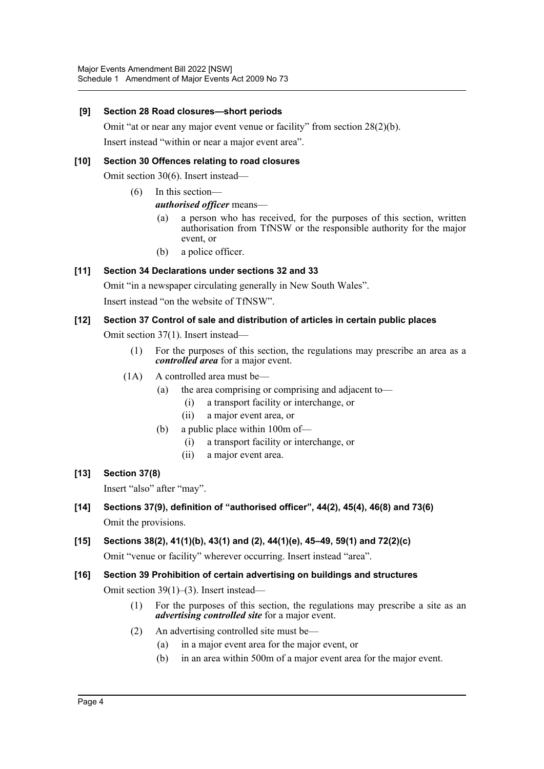**[9] Section 28 Road closures—short periods**

Omit "at or near any major event venue or facility" from section 28(2)(b).

Insert instead "within or near a major event area".

**[10] Section 30 Offences relating to road closures**

Omit section 30(6). Insert instead—

(6) In this section—

***authorised officer*** means—

(a) a person who has received, for the purposes of this section, written authorisation from TfNSW or the responsible authority for the major event, or

(b) a police officer.

**[11] Section 34 Declarations under sections 32 and 33**

Omit "in a newspaper circulating generally in New South Wales".

Insert instead "on the website of TfNSW".

**[12] Section 37 Control of sale and distribution of articles in certain public places**

Omit section 37(1). Insert instead—

(1) For the purposes of this section, the regulations may prescribe an area as a ***controlled area*** for a major event.

(1A) A controlled area must be—

(a) the area comprising or comprising and adjacent to—

(i) a transport facility or interchange, or

(ii) a major event area, or

(b) a public place within 100m of—

(i) a transport facility or interchange, or

(ii) a major event area.

**[13] Section 37(8)**

Insert "also" after "may".

**[14] Sections 37(9), definition of "authorised officer", 44(2), 45(4), 46(8) and 73(6)**

Omit the provisions.

**[15] Sections 38(2), 41(1)(b), 43(1) and (2), 44(1)(e), 45–49, 59(1) and 72(2)(c)**

Omit "venue or facility" wherever occurring. Insert instead "area".

**[16] Section 39 Prohibition of certain advertising on buildings and structures**

Omit section 39(1)–(3). Insert instead—

(1) For the purposes of this section, the regulations may prescribe a site as an ***advertising controlled site*** for a major event.

(2) An advertising controlled site must be—

(a) in a major event area for the major event, or

(b) in an area within 500m of a major event area for the major event.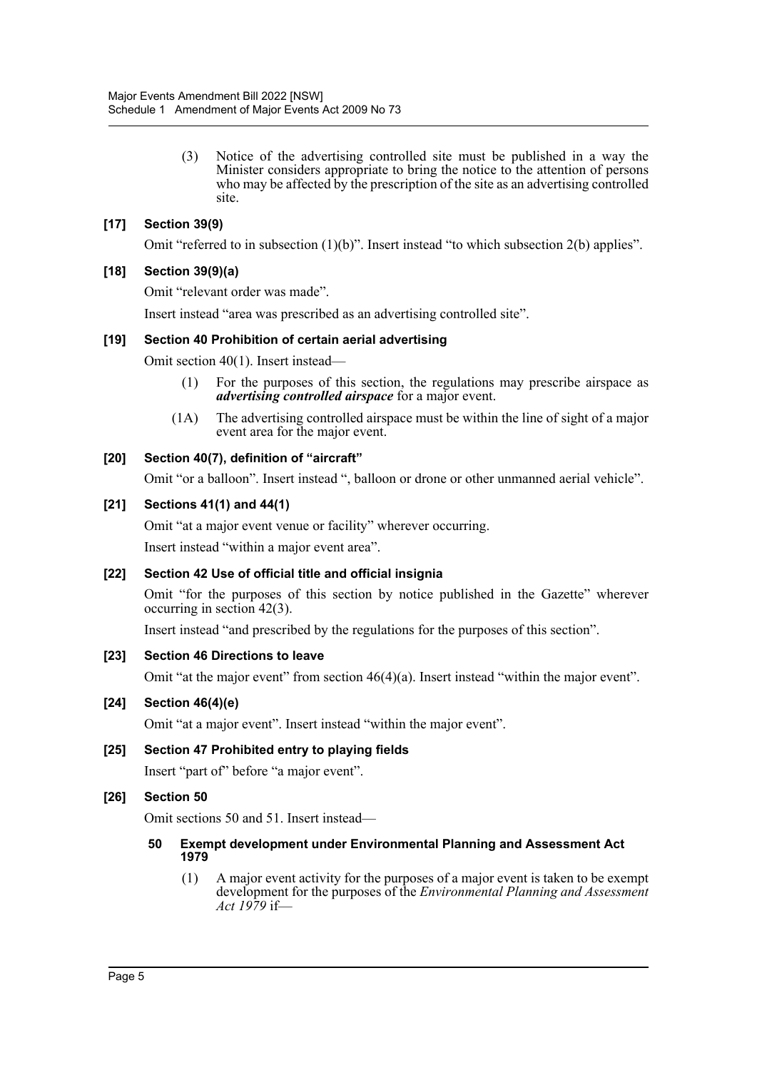(3) Notice of the advertising controlled site must be published in a way the Minister considers appropriate to bring the notice to the attention of persons who may be affected by the prescription of the site as an advertising controlled site.

**[17] Section 39(9)**

Omit "referred to in subsection (1)(b)". Insert instead "to which subsection 2(b) applies".

**[18] Section 39(9)(a)**

Omit "relevant order was made".

Insert instead "area was prescribed as an advertising controlled site".

**[19] Section 40 Prohibition of certain aerial advertising**

Omit section 40(1). Insert instead—

(1) For the purposes of this section, the regulations may prescribe airspace as ***advertising controlled airspace*** for a major event.

(1A) The advertising controlled airspace must be within the line of sight of a major event area for the major event.

**[20] Section 40(7), definition of "aircraft"**

Omit "or a balloon". Insert instead ", balloon or drone or other unmanned aerial vehicle".

**[21] Sections 41(1) and 44(1)**

Omit "at a major event venue or facility" wherever occurring.

Insert instead "within a major event area".

**[22] Section 42 Use of official title and official insignia**

Omit "for the purposes of this section by notice published in the Gazette" wherever occurring in section 42(3).

Insert instead "and prescribed by the regulations for the purposes of this section".

**[23] Section 46 Directions to leave**

Omit "at the major event" from section 46(4)(a). Insert instead "within the major event".

**[24] Section 46(4)(e)**

Omit "at a major event". Insert instead "within the major event".

**[25] Section 47 Prohibited entry to playing fields**

Insert "part of" before "a major event".

**[26] Section 50**

Omit sections 50 and 51. Insert instead—

**50 Exempt development under Environmental Planning and Assessment Act 1979**

(1) A major event activity for the purposes of a major event is taken to be exempt development for the purposes of the *Environmental Planning and Assessment Act 1979* if—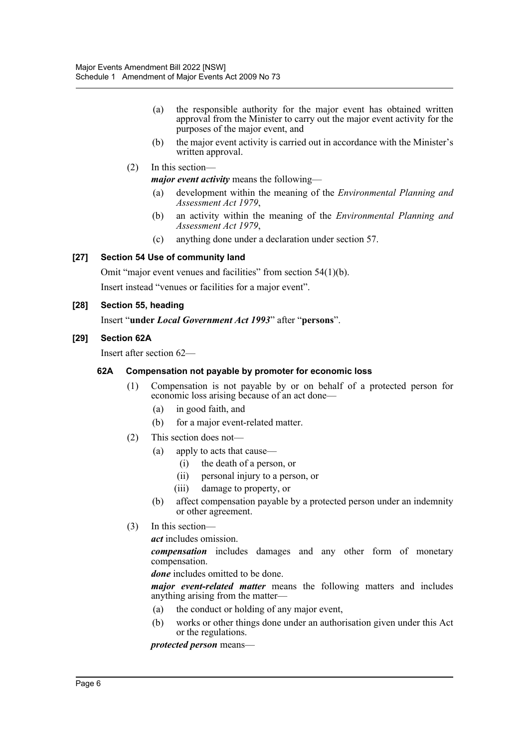(a) the responsible authority for the major event has obtained written approval from the Minister to carry out the major event activity for the purposes of the major event, and

(b) the major event activity is carried out in accordance with the Minister's written approval.

(2) In this section—

***major event activity*** means the following—

(a) development within the meaning of the *Environmental Planning and Assessment Act 1979*,

(b) an activity within the meaning of the *Environmental Planning and Assessment Act 1979*,

(c) anything done under a declaration under section 57.

**[27] Section 54 Use of community land**

Omit "major event venues and facilities" from section 54(1)(b).

Insert instead "venues or facilities for a major event".

**[28] Section 55, heading**

Insert "**under *Local Government Act 1993***" after "**persons**".

**[29] Section 62A**

Insert after section 62—

**62A Compensation not payable by promoter for economic loss**

(1) Compensation is not payable by or on behalf of a protected person for economic loss arising because of an act done—

(a) in good faith, and

(b) for a major event-related matter.

(2) This section does not—

(a) apply to acts that cause—

(i) the death of a person, or

(ii) personal injury to a person, or

(iii) damage to property, or

(b) affect compensation payable by a protected person under an indemnity or other agreement.

(3) In this section—

***act*** includes omission.

***compensation*** includes damages and any other form of monetary compensation.

***done*** includes omitted to be done.

***major event-related matter*** means the following matters and includes anything arising from the matter—

(a) the conduct or holding of any major event,

(b) works or other things done under an authorisation given under this Act or the regulations.

***protected person*** means—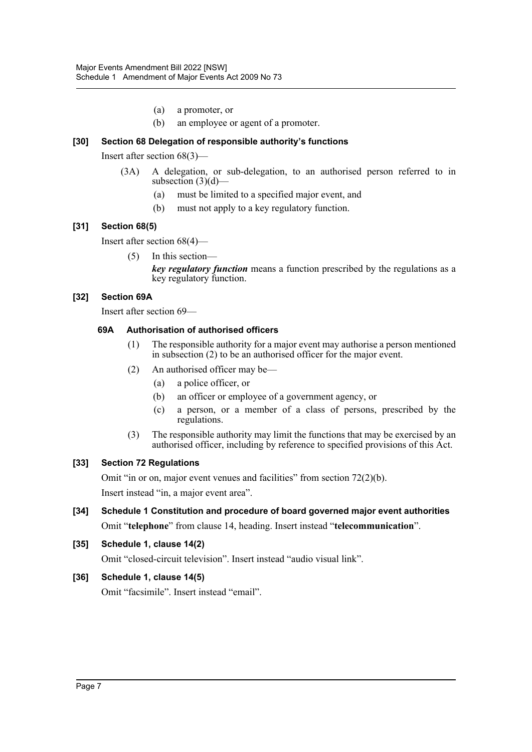(a) a promoter, or

(b) an employee or agent of a promoter.

**[30] Section 68 Delegation of responsible authority's functions**

Insert after section 68(3)—

(3A) A delegation, or sub-delegation, to an authorised person referred to in subsection (3)(d)—

(a) must be limited to a specified major event, and

(b) must not apply to a key regulatory function.

**[31] Section 68(5)**

Insert after section 68(4)—

(5) In this section—

***key regulatory function*** means a function prescribed by the regulations as a key regulatory function.

**[32] Section 69A**

Insert after section 69—

**69A Authorisation of authorised officers**

(1) The responsible authority for a major event may authorise a person mentioned in subsection (2) to be an authorised officer for the major event.

(2) An authorised officer may be—

(a) a police officer, or

(b) an officer or employee of a government agency, or

(c) a person, or a member of a class of persons, prescribed by the regulations.

(3) The responsible authority may limit the functions that may be exercised by an authorised officer, including by reference to specified provisions of this Act.

**[33] Section 72 Regulations**

Omit "in or on, major event venues and facilities" from section 72(2)(b).

Insert instead "in, a major event area".

**[34] Schedule 1 Constitution and procedure of board governed major event authorities**

Omit "**telephone**" from clause 14, heading. Insert instead "**telecommunication**".

**[35] Schedule 1, clause 14(2)**

Omit "closed-circuit television". Insert instead "audio visual link".

**[36] Schedule 1, clause 14(5)**

Omit "facsimile". Insert instead "email".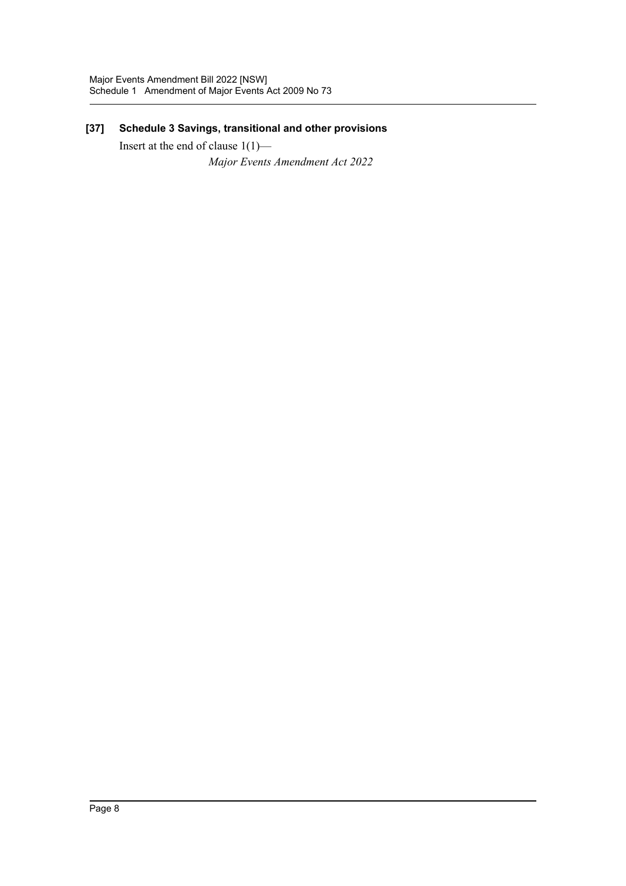### [37] Schedule 3 Savings, transitional and other provisions

Insert at the end of clause 1(1)—

*Major Events Amendment Act 2022*